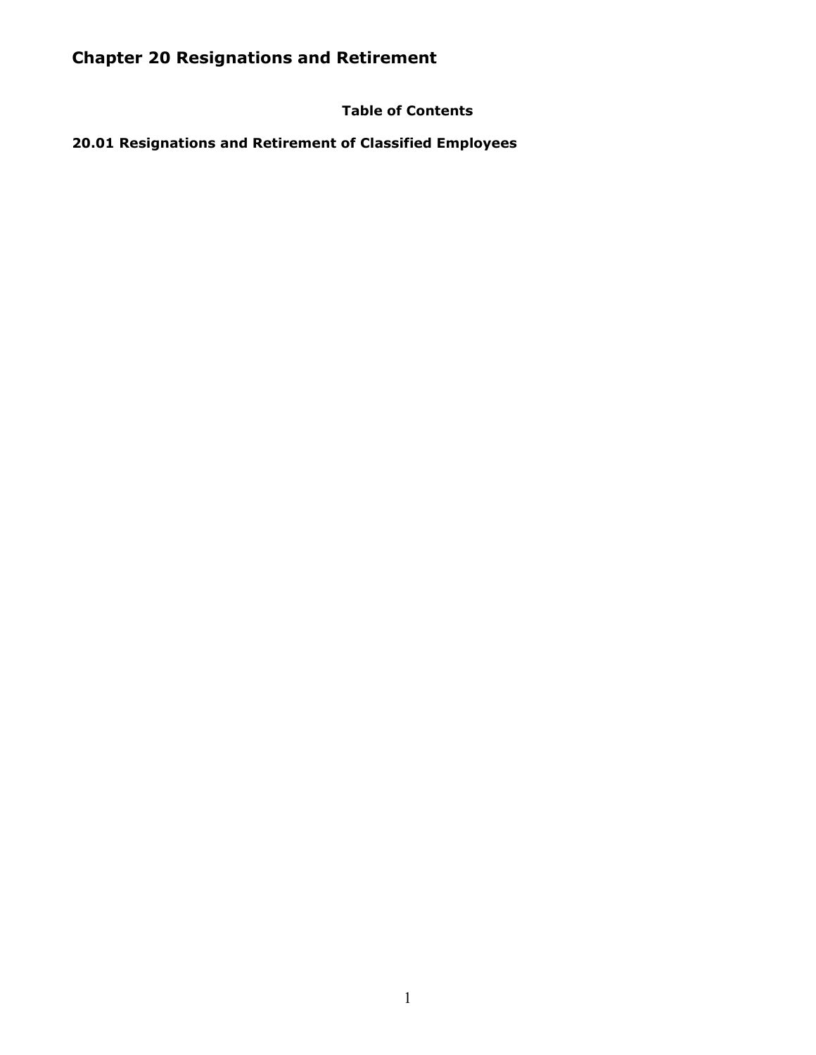# Chapter 20 Resignations and Retirement

**Table of Contents**

**20.01 Resignations and Retirement of Classified Employees**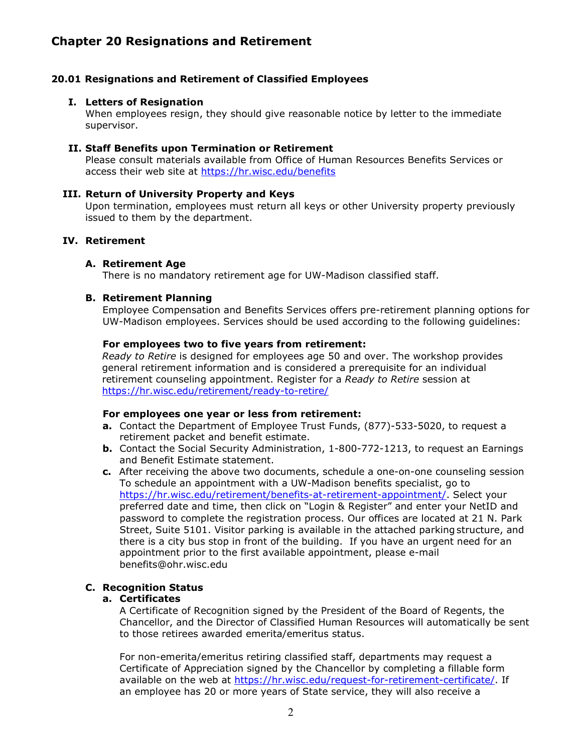# Chapter 20 Resignations and Retirement

## 20.01 Resignations and Retirement of Classified Employees

### I. Letters of Resignation

When employees resign, they should give reasonable notice by letter to the immediate supervisor.

### II. Staff Benefits upon Termination or Retirement

Please consult materials available from Office of Human Resources Benefits Services or access their web site at https://hr.wisc.edu/benefits

### III. Return of University Property and Keys

Upon termination, employees must return all keys or other University property previously issued to them by the department.

### IV. Retirement

#### A. Retirement Age

There is no mandatory retirement age for UW-Madison classified staff.

#### B. Retirement Planning

Employee Compensation and Benefits Services offers pre-retirement planning options for UW-Madison employees. Services should be used according to the following guidelines:

**For employees two to five years from retirement:**

*Ready to Retire* is designed for employees age 50 and over. The workshop provides general retirement information and is considered a prerequisite for an individual retirement counseling appointment. Register for a *Ready to Retire* session at https://hr.wisc.edu/retirement/ready-to-retire/

**For employees one year or less from retirement:**

**a.** Contact the Department of Employee Trust Funds, (877)-533-5020, to request a retirement packet and benefit estimate.

**b.** Contact the Social Security Administration, 1-800-772-1213, to request an Earnings and Benefit Estimate statement.

**c.** After receiving the above two documents, schedule a one-on-one counseling session To schedule an appointment with a UW-Madison benefits specialist, go to https://hr.wisc.edu/retirement/benefits-at-retirement-appointment/. Select your preferred date and time, then click on "Login & Register" and enter your NetID and password to complete the registration process. Our offices are located at 21 N. Park Street, Suite 5101. Visitor parking is available in the attached parking structure, and there is a city bus stop in front of the building. If you have an urgent need for an appointment prior to the first available appointment, please e-mail benefits@ohr.wisc.edu

#### C. Recognition Status

**a. Certificates**

A Certificate of Recognition signed by the President of the Board of Regents, the Chancellor, and the Director of Classified Human Resources will automatically be sent to those retirees awarded emerita/emeritus status.

For non-emerita/emeritus retiring classified staff, departments may request a Certificate of Appreciation signed by the Chancellor by completing a fillable form available on the web at https://hr.wisc.edu/request-for-retirement-certificate/. If an employee has 20 or more years of State service, they will also receive a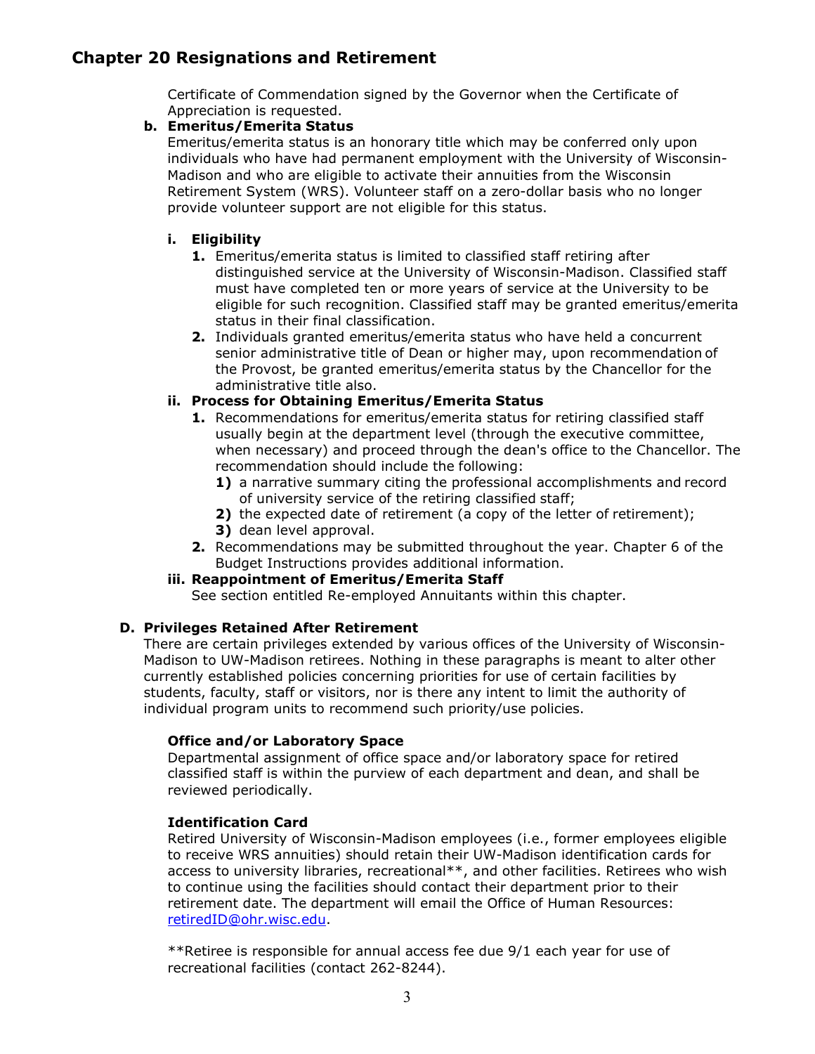Certificate of Commendation signed by the Governor when the Certificate of Appreciation is requested.

**b. Emeritus/Emerita Status**

Emeritus/emerita status is an honorary title which may be conferred only upon individuals who have had permanent employment with the University of Wisconsin-Madison and who are eligible to activate their annuities from the Wisconsin Retirement System (WRS). Volunteer staff on a zero-dollar basis who no longer provide volunteer support are not eligible for this status.

**i. Eligibility**

1. Emeritus/emerita status is limited to classified staff retiring after distinguished service at the University of Wisconsin-Madison. Classified staff must have completed ten or more years of service at the University to be eligible for such recognition. Classified staff may be granted emeritus/emerita status in their final classification.
2. Individuals granted emeritus/emerita status who have held a concurrent senior administrative title of Dean or higher may, upon recommendation of the Provost, be granted emeritus/emerita status by the Chancellor for the administrative title also.

**ii. Process for Obtaining Emeritus/Emerita Status**

1. Recommendations for emeritus/emerita status for retiring classified staff usually begin at the department level (through the executive committee, when necessary) and proceed through the dean's office to the Chancellor. The recommendation should include the following:
   1) a narrative summary citing the professional accomplishments and record of university service of the retiring classified staff;
   2) the expected date of retirement (a copy of the letter of retirement);
   3) dean level approval.
2. Recommendations may be submitted throughout the year. Chapter 6 of the Budget Instructions provides additional information.

**iii. Reappointment of Emeritus/Emerita Staff**

See section entitled Re-employed Annuitants within this chapter.

**D. Privileges Retained After Retirement**

There are certain privileges extended by various offices of the University of Wisconsin-Madison to UW-Madison retirees. Nothing in these paragraphs is meant to alter other currently established policies concerning priorities for use of certain facilities by students, faculty, staff or visitors, nor is there any intent to limit the authority of individual program units to recommend such priority/use policies.

**Office and/or Laboratory Space**

Departmental assignment of office space and/or laboratory space for retired classified staff is within the purview of each department and dean, and shall be reviewed periodically.

**Identification Card**

Retired University of Wisconsin-Madison employees (i.e., former employees eligible to receive WRS annuities) should retain their UW-Madison identification cards for access to university libraries, recreational**, and other facilities. Retirees who wish to continue using the facilities should contact their department prior to their retirement date. The department will email the Office of Human Resources: retiredID@ohr.wisc.edu.

**Retiree is responsible for annual access fee due 9/1 each year for use of recreational facilities (contact 262-8244).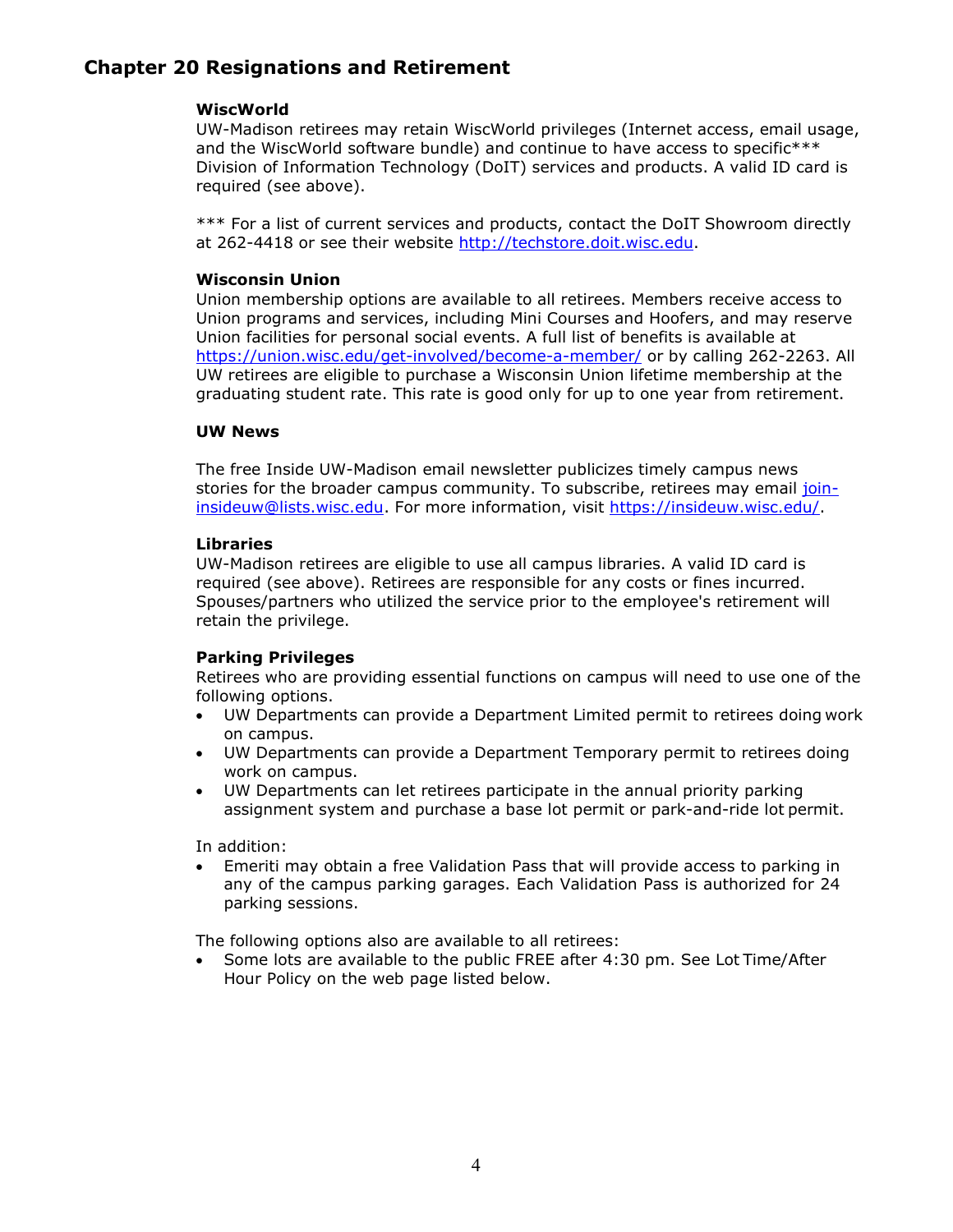## Chapter 20 Resignations and Retirement

### WiscWorld

UW-Madison retirees may retain WiscWorld privileges (Internet access, email usage, and the WiscWorld software bundle) and continue to have access to specific*** Division of Information Technology (DoIT) services and products. A valid ID card is required (see above).

*** For a list of current services and products, contact the DoIT Showroom directly at 262-4418 or see their website http://techstore.doit.wisc.edu.

### Wisconsin Union

Union membership options are available to all retirees. Members receive access to Union programs and services, including Mini Courses and Hoofers, and may reserve Union facilities for personal social events. A full list of benefits is available at https://union.wisc.edu/get-involved/become-a-member/ or by calling 262-2263. All UW retirees are eligible to purchase a Wisconsin Union lifetime membership at the graduating student rate. This rate is good only for up to one year from retirement.

### UW News

The free Inside UW-Madison email newsletter publicizes timely campus news stories for the broader campus community. To subscribe, retirees may email join-insideuw@lists.wisc.edu. For more information, visit https://insideuw.wisc.edu/.

### Libraries

UW-Madison retirees are eligible to use all campus libraries. A valid ID card is required (see above). Retirees are responsible for any costs or fines incurred. Spouses/partners who utilized the service prior to the employee's retirement will retain the privilege.

### Parking Privileges

Retirees who are providing essential functions on campus will need to use one of the following options.

- UW Departments can provide a Department Limited permit to retirees doing work on campus.
- UW Departments can provide a Department Temporary permit to retirees doing work on campus.
- UW Departments can let retirees participate in the annual priority parking assignment system and purchase a base lot permit or park-and-ride lot permit.

In addition:

- Emeriti may obtain a free Validation Pass that will provide access to parking in any of the campus parking garages. Each Validation Pass is authorized for 24 parking sessions.

The following options also are available to all retirees:

- Some lots are available to the public FREE after 4:30 pm. See Lot Time/After Hour Policy on the web page listed below.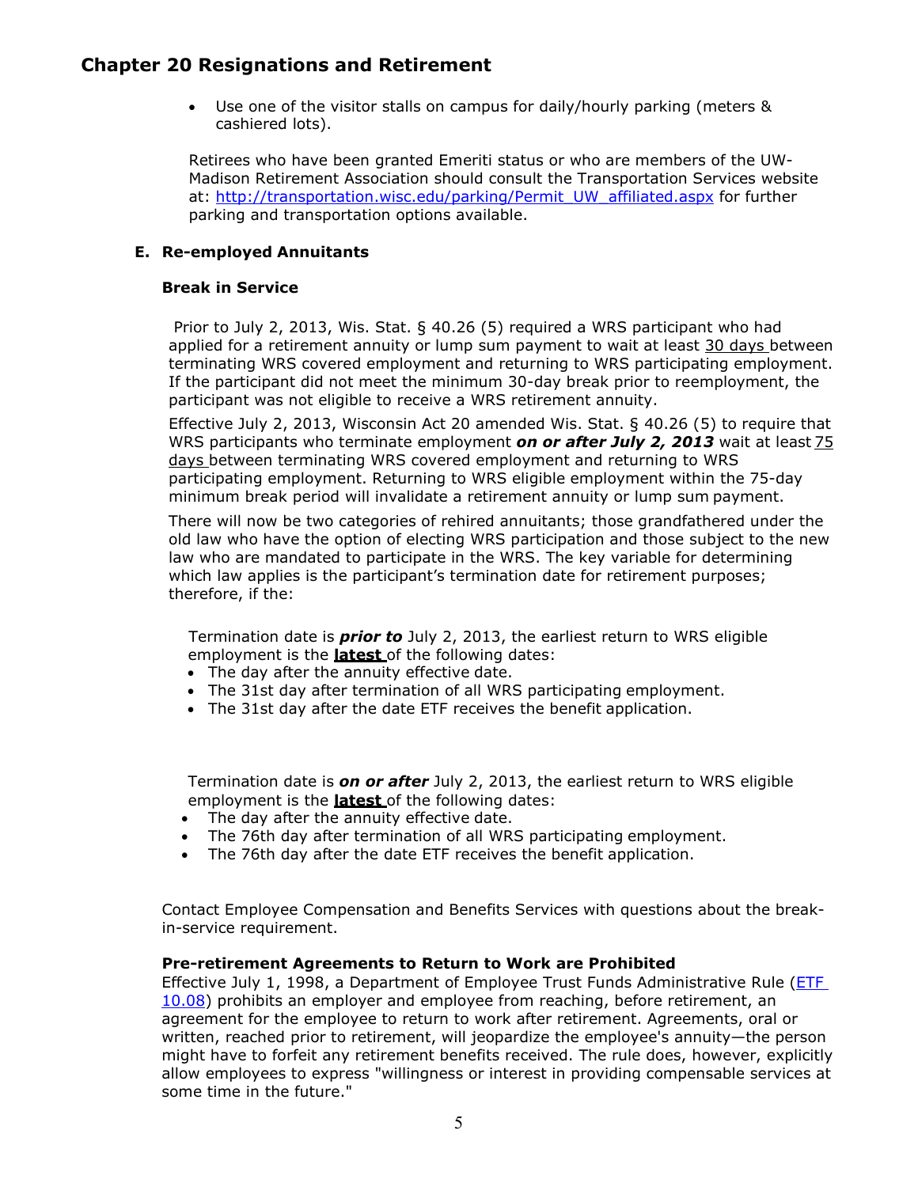- Use one of the visitor stalls on campus for daily/hourly parking (meters & cashiered lots).

Retirees who have been granted Emeriti status or who are members of the UW-Madison Retirement Association should consult the Transportation Services website at: [http://transportation.wisc.edu/parking/Permit_UW_affiliated.aspx](http://transportation.wisc.edu/parking/Permit_UW_affiliated.aspx) for further parking and transportation options available.

## E. Re-employed Annuitants

### Break in Service

Prior to July 2, 2013, Wis. Stat. § 40.26 (5) required a WRS participant who had applied for a retirement annuity or lump sum payment to wait at least 30 days between terminating WRS covered employment and returning to WRS participating employment. If the participant did not meet the minimum 30-day break prior to reemployment, the participant was not eligible to receive a WRS retirement annuity.

Effective July 2, 2013, Wisconsin Act 20 amended Wis. Stat. § 40.26 (5) to require that WRS participants who terminate employment ***on or after July 2, 2013*** wait at least 75 days between terminating WRS covered employment and returning to WRS participating employment. Returning to WRS eligible employment within the 75-day minimum break period will invalidate a retirement annuity or lump sum payment.

There will now be two categories of rehired annuitants; those grandfathered under the old law who have the option of electing WRS participation and those subject to the new law who are mandated to participate in the WRS. The key variable for determining which law applies is the participant's termination date for retirement purposes; therefore, if the:

Termination date is ***prior to*** July 2, 2013, the earliest return to WRS eligible employment is the **latest** of the following dates:

- The day after the annuity effective date.
- The 31st day after termination of all WRS participating employment.
- The 31st day after the date ETF receives the benefit application.

Termination date is ***on or after*** July 2, 2013, the earliest return to WRS eligible employment is the **latest** of the following dates:

- The day after the annuity effective date.
- The 76th day after termination of all WRS participating employment.
- The 76th day after the date ETF receives the benefit application.

Contact Employee Compensation and Benefits Services with questions about the break-in-service requirement.

### Pre-retirement Agreements to Return to Work are Prohibited

Effective July 1, 1998, a Department of Employee Trust Funds Administrative Rule (ETF 10.08) prohibits an employer and employee from reaching, before retirement, an agreement for the employee to return to work after retirement. Agreements, oral or written, reached prior to retirement, will jeopardize the employee's annuity—the person might have to forfeit any retirement benefits received. The rule does, however, explicitly allow employees to express "willingness or interest in providing compensable services at some time in the future."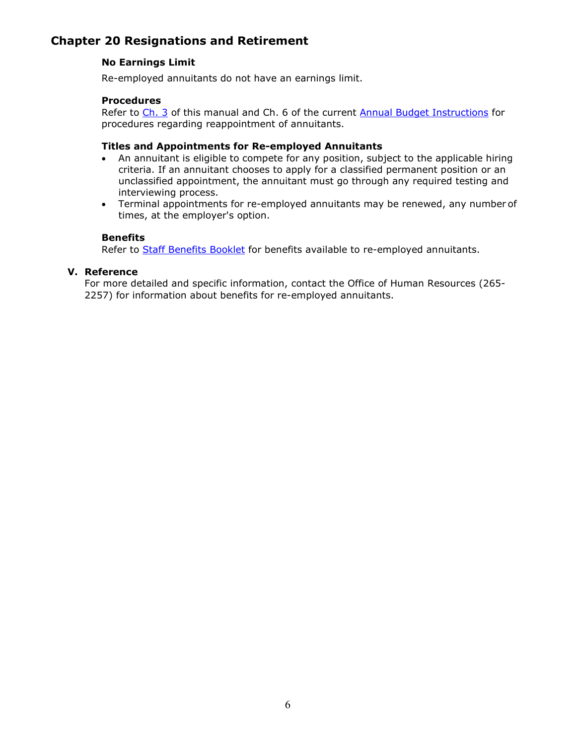## Chapter 20 Resignations and Retirement

### No Earnings Limit

Re-employed annuitants do not have an earnings limit.

### Procedures

Refer to Ch. 3 of this manual and Ch. 6 of the current Annual Budget Instructions for procedures regarding reappointment of annuitants.

### Titles and Appointments for Re-employed Annuitants

- An annuitant is eligible to compete for any position, subject to the applicable hiring criteria. If an annuitant chooses to apply for a classified permanent position or an unclassified appointment, the annuitant must go through any required testing and interviewing process.
- Terminal appointments for re-employed annuitants may be renewed, any number of times, at the employer's option.

### Benefits

Refer to Staff Benefits Booklet for benefits available to re-employed annuitants.

## V. Reference

For more detailed and specific information, contact the Office of Human Resources (265-2257) for information about benefits for re-employed annuitants.